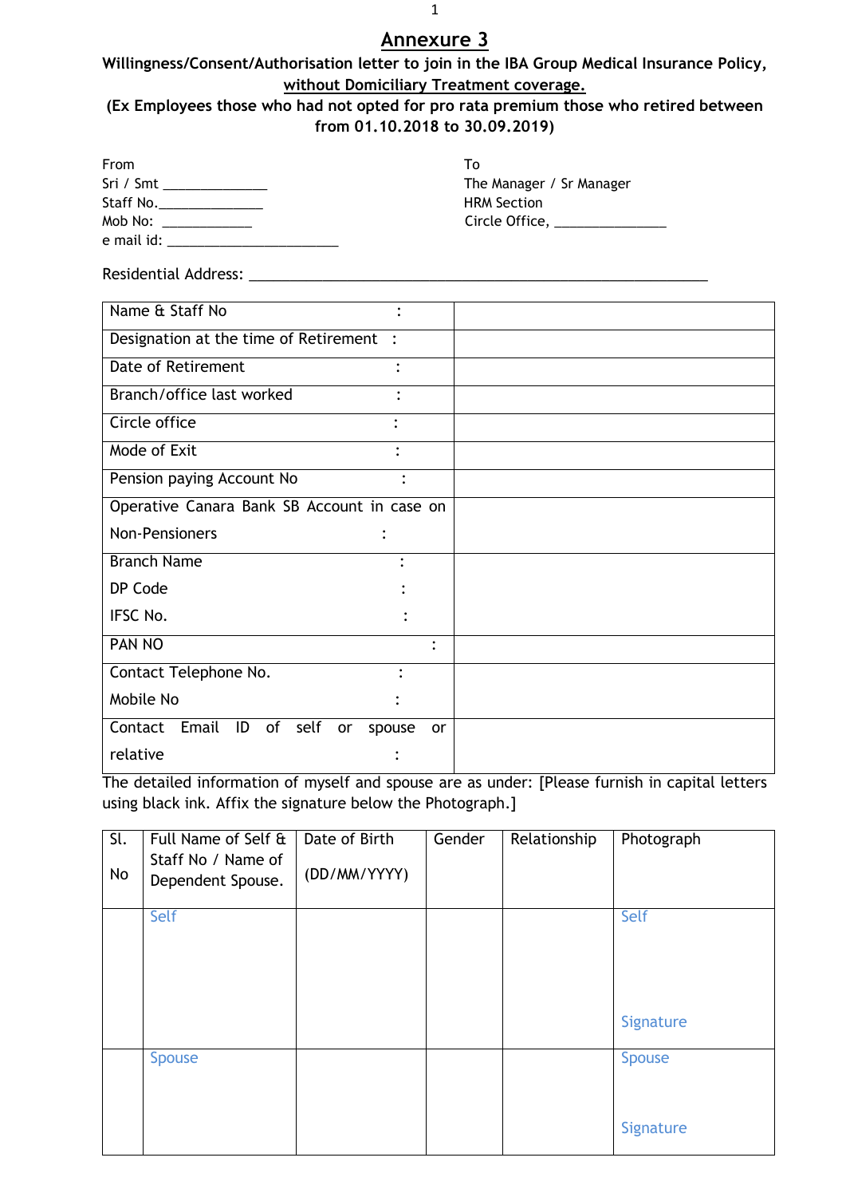# Annexure 3

**Willingness/Consent/Authorisation letter to join in the IBA Group Medical Insurance Policy, without Domiciliary Treatment coverage.**

**(Ex Employees those who had not opted for pro rata premium those who retired between from 01.10.2018 to 30.09.2019)**

From
Sri / Smt ______________
Staff No.______________
Mob No: ____________
e mail id: ________________________

To
The Manager / Sr Manager
HRM Section
Circle Office, _______________

Residential Address: ____________________________________________________________

| | |
|---|---|
| Name & Staff No : | |
| Designation at the time of Retirement : | |
| Date of Retirement : | |
| Branch/office last worked : | |
| Circle office : | |
| Mode of Exit : | |
| Pension paying Account No : | |
| Operative Canara Bank SB Account in case on Non-Pensioners : | |
| Branch Name :<br>DP Code :<br>IFSC No. : | |
| PAN NO : | |
| Contact Telephone No. :<br>Mobile No : | |
| Contact Email ID of self or spouse or relative : | |

The detailed information of myself and spouse are as under: [Please furnish in capital letters using black ink. Affix the signature below the Photograph.]

| Sl. No | Full Name of Self & Staff No / Name of Dependent Spouse. | Date of Birth (DD/MM/YYYY) | Gender | Relationship | Photograph |
|---|---|---|---|---|---|
| | Self | | | | Self<br><br>Signature |
| | Spouse | | | | Spouse<br><br>Signature |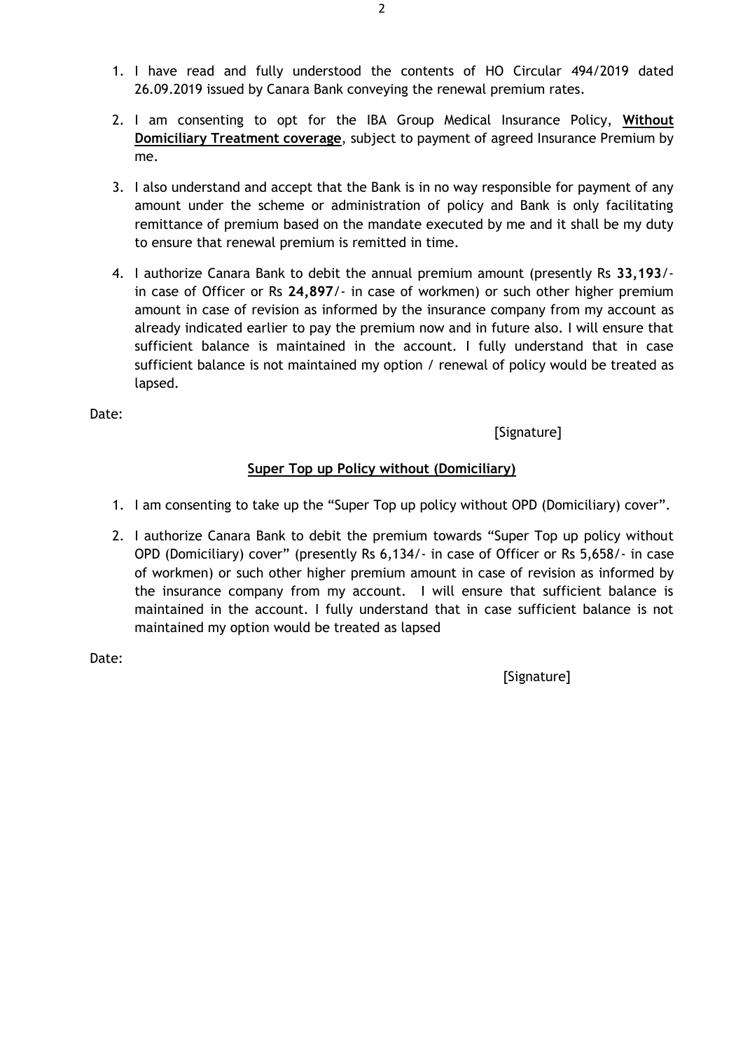1. I have read and fully understood the contents of HO Circular 494/2019 dated 26.09.2019 issued by Canara Bank conveying the renewal premium rates.
2. I am consenting to opt for the IBA Group Medical Insurance Policy, **Without Domiciliary Treatment coverage**, subject to payment of agreed Insurance Premium by me.
3. I also understand and accept that the Bank is in no way responsible for payment of any amount under the scheme or administration of policy and Bank is only facilitating remittance of premium based on the mandate executed by me and it shall be my duty to ensure that renewal premium is remitted in time.
4. I authorize Canara Bank to debit the annual premium amount (presently Rs **33,193**/- in case of Officer or Rs **24,897**/- in case of workmen) or such other higher premium amount in case of revision as informed by the insurance company from my account as already indicated earlier to pay the premium now and in future also. I will ensure that sufficient balance is maintained in the account. I fully understand that in case sufficient balance is not maintained my option / renewal of policy would be treated as lapsed.

Date:

[Signature]

## Super Top up Policy without (Domiciliary)

1. I am consenting to take up the "Super Top up policy without OPD (Domiciliary) cover".
2. I authorize Canara Bank to debit the premium towards "Super Top up policy without OPD (Domiciliary) cover" (presently Rs 6,134/- in case of Officer or Rs 5,658/- in case of workmen) or such other higher premium amount in case of revision as informed by the insurance company from my account. I will ensure that sufficient balance is maintained in the account. I fully understand that in case sufficient balance is not maintained my option would be treated as lapsed

Date:

[Signature]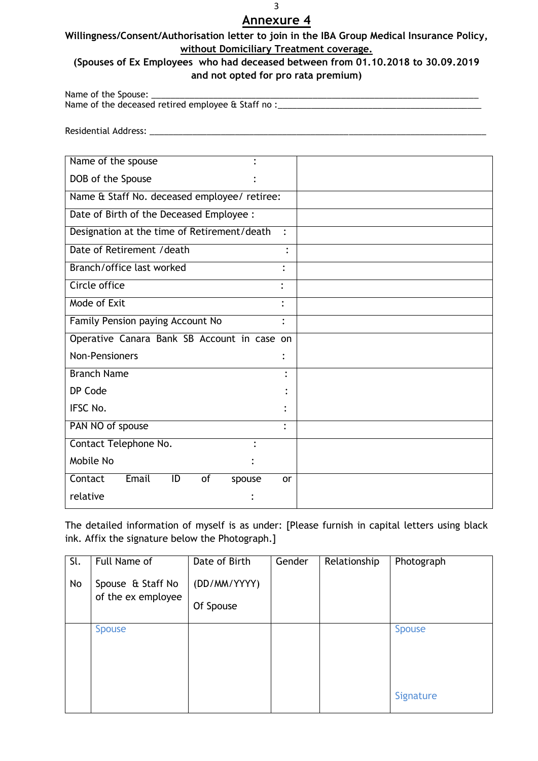## Annexure 4

**Willingness/Consent/Authorisation letter to join in the IBA Group Medical Insurance Policy, without Domiciliary Treatment coverage.**

**(Spouses of Ex Employees who had deceased between from 01.10.2018 to 30.09.2019 and not opted for pro rata premium)**

Name of the Spouse: ___________________________________________________________________

Name of the deceased retired employee & Staff no :__________________________________________

Residential Address: ___________________________________________________________________

| Field | |
|---|---|
| Name of the spouse :<br>DOB of the Spouse : | |
| Name & Staff No. deceased employee/ retiree: | |
| Date of Birth of the Deceased Employee : | |
| Designation at the time of Retirement/death : | |
| Date of Retirement /death : | |
| Branch/office last worked : | |
| Circle office : | |
| Mode of Exit : | |
| Family Pension paying Account No : | |
| Operative Canara Bank SB Account in case on Non-Pensioners : | |
| Branch Name :<br>DP Code :<br>IFSC No. : | |
| PAN NO of spouse : | |
| Contact Telephone No. :<br>Mobile No : | |
| Contact Email ID of spouse or relative : | |

The detailed information of myself is as under: [Please furnish in capital letters using black ink. Affix the signature below the Photograph.]

| Sl. No | Full Name of Spouse & Staff No of the ex employee | Date of Birth (DD/MM/YYYY) Of Spouse | Gender | Relationship | Photograph |
|---|---|---|---|---|---|
| | Spouse | | | | Spouse<br><br>Signature |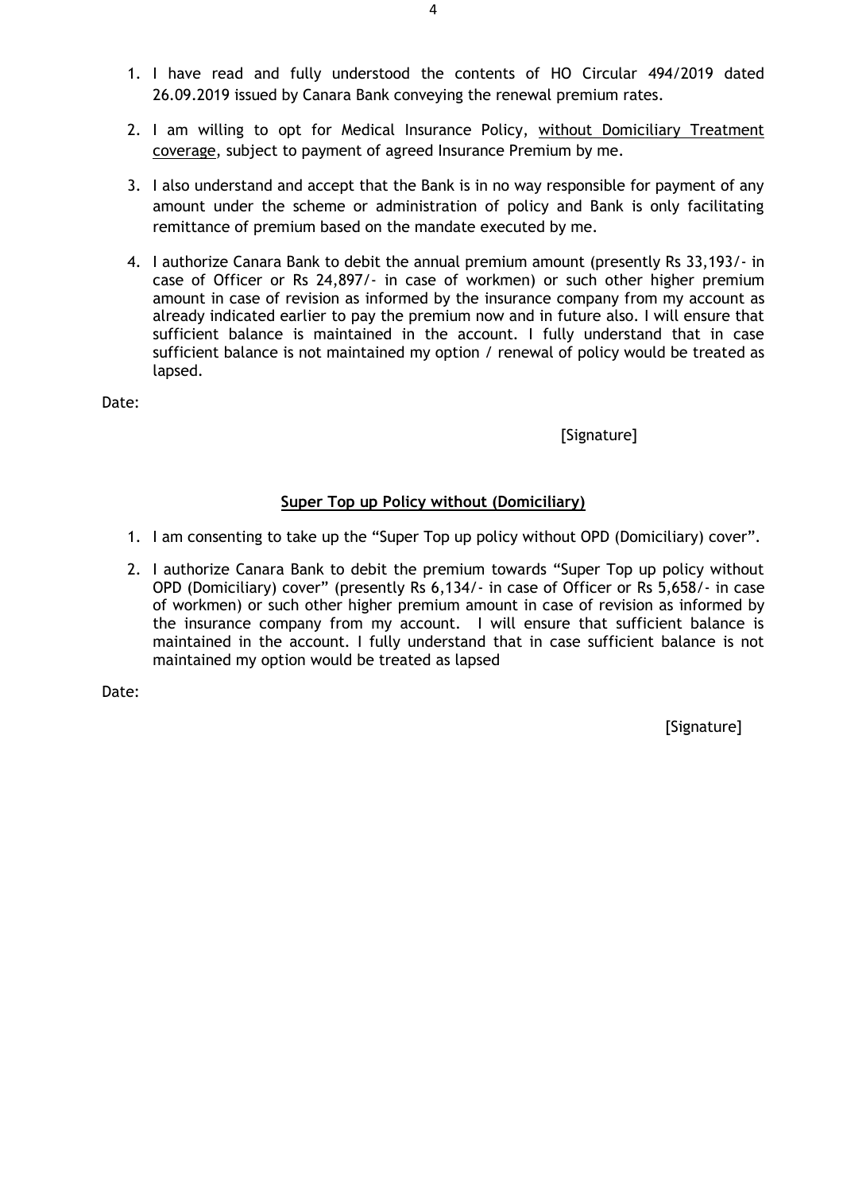1. I have read and fully understood the contents of HO Circular 494/2019 dated 26.09.2019 issued by Canara Bank conveying the renewal premium rates.
2. I am willing to opt for Medical Insurance Policy, without Domiciliary Treatment coverage, subject to payment of agreed Insurance Premium by me.
3. I also understand and accept that the Bank is in no way responsible for payment of any amount under the scheme or administration of policy and Bank is only facilitating remittance of premium based on the mandate executed by me.
4. I authorize Canara Bank to debit the annual premium amount (presently Rs 33,193/- in case of Officer or Rs 24,897/- in case of workmen) or such other higher premium amount in case of revision as informed by the insurance company from my account as already indicated earlier to pay the premium now and in future also. I will ensure that sufficient balance is maintained in the account. I fully understand that in case sufficient balance is not maintained my option / renewal of policy would be treated as lapsed.

Date:

[Signature]

**Super Top up Policy without (Domiciliary)**

1. I am consenting to take up the "Super Top up policy without OPD (Domiciliary) cover".
2. I authorize Canara Bank to debit the premium towards "Super Top up policy without OPD (Domiciliary) cover" (presently Rs 6,134/- in case of Officer or Rs 5,658/- in case of workmen) or such other higher premium amount in case of revision as informed by the insurance company from my account. I will ensure that sufficient balance is maintained in the account. I fully understand that in case sufficient balance is not maintained my option would be treated as lapsed

Date:

[Signature]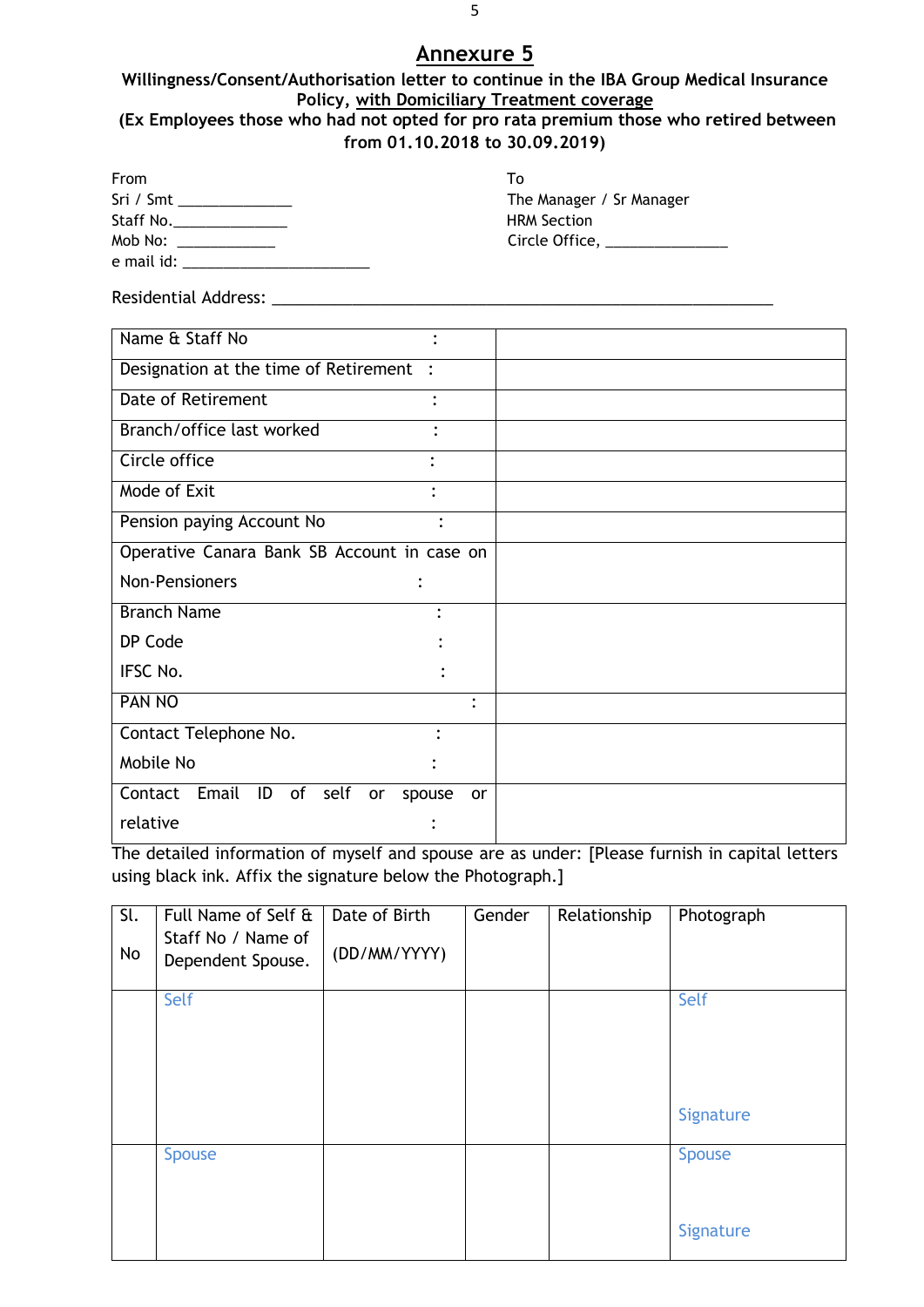# Annexure 5

**Willingness/Consent/Authorisation letter to continue in the IBA Group Medical Insurance Policy, with Domiciliary Treatment coverage**

**(Ex Employees those who had not opted for pro rata premium those who retired between from 01.10.2018 to 30.09.2019)**

From
Sri / Smt ______________
Staff No.______________
Mob No: ____________
e mail id: ________________________

To
The Manager / Sr Manager
HRM Section
Circle Office, ________________

Residential Address: ____________________________________________________________

| | |
|---|---|
| Name & Staff No : | |
| Designation at the time of Retirement : | |
| Date of Retirement : | |
| Branch/office last worked : | |
| Circle office : | |
| Mode of Exit : | |
| Pension paying Account No : | |
| Operative Canara Bank SB Account in case on Non-Pensioners : | |
| Branch Name :<br>DP Code :<br>IFSC No. : | |
| PAN NO : | |
| Contact Telephone No. :<br>Mobile No : | |
| Contact Email ID of self or spouse or relative : | |

The detailed information of myself and spouse are as under: [Please furnish in capital letters using black ink. Affix the signature below the Photograph.]

| Sl. No | Full Name of Self & Staff No / Name of Dependent Spouse. | Date of Birth (DD/MM/YYYY) | Gender | Relationship | Photograph |
|---|---|---|---|---|---|
| | Self | | | | Self<br><br>Signature |
| | Spouse | | | | Spouse<br><br>Signature |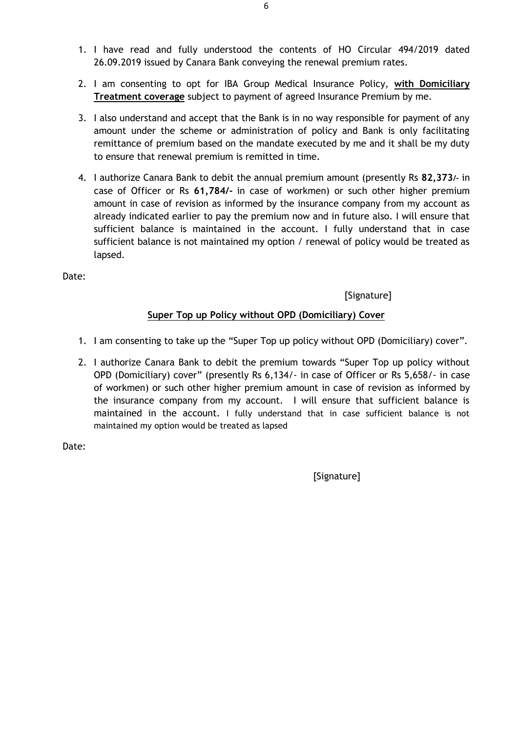1. I have read and fully understood the contents of HO Circular 494/2019 dated 26.09.2019 issued by Canara Bank conveying the renewal premium rates.

2. I am consenting to opt for IBA Group Medical Insurance Policy, **with Domiciliary Treatment coverage** subject to payment of agreed Insurance Premium by me.

3. I also understand and accept that the Bank is in no way responsible for payment of any amount under the scheme or administration of policy and Bank is only facilitating remittance of premium based on the mandate executed by me and it shall be my duty to ensure that renewal premium is remitted in time.

4. I authorize Canara Bank to debit the annual premium amount (presently Rs **82,373/-** in case of Officer or Rs **61,784/-** in case of workmen) or such other higher premium amount in case of revision as informed by the insurance company from my account as already indicated earlier to pay the premium now and in future also. I will ensure that sufficient balance is maintained in the account. I fully understand that in case sufficient balance is not maintained my option / renewal of policy would be treated as lapsed.

Date:

[Signature]

**Super Top up Policy without OPD (Domiciliary) Cover**

1. I am consenting to take up the "Super Top up policy without OPD (Domiciliary) cover".

2. I authorize Canara Bank to debit the premium towards "Super Top up policy without OPD (Domiciliary) cover" (presently Rs 6,134/- in case of Officer or Rs 5,658/- in case of workmen) or such other higher premium amount in case of revision as informed by the insurance company from my account. I will ensure that sufficient balance is maintained in the account. I fully understand that in case sufficient balance is not maintained my option would be treated as lapsed

Date:

[Signature]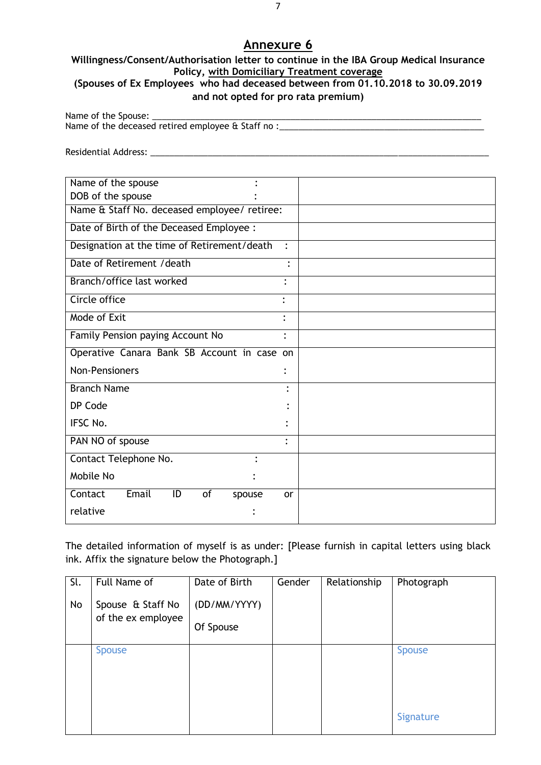# Annexure 6

**Willingness/Consent/Authorisation letter to continue in the IBA Group Medical Insurance Policy, with Domiciliary Treatment coverage**
**(Spouses of Ex Employees who had deceased between from 01.10.2018 to 30.09.2019 and not opted for pro rata premium)**

Name of the Spouse: ____________________________________________
Name of the deceased retired employee & Staff no :____________________________

Residential Address: ____________________________________________

| | |
|---|---|
| Name of the spouse :<br>DOB of the spouse : | |
| Name & Staff No. deceased employee/ retiree: | |
| Date of Birth of the Deceased Employee : | |
| Designation at the time of Retirement/death : | |
| Date of Retirement /death : | |
| Branch/office last worked : | |
| Circle office : | |
| Mode of Exit : | |
| Family Pension paying Account No : | |
| Operative Canara Bank SB Account in case on Non-Pensioners : | |
| Branch Name :<br>DP Code :<br>IFSC No. : | |
| PAN NO of spouse : | |
| Contact Telephone No. :<br>Mobile No : | |
| Contact Email ID of spouse or relative : | |

The detailed information of myself is as under: [Please furnish in capital letters using black ink. Affix the signature below the Photograph.]

| Sl. No | Full Name of Spouse & Staff No of the ex employee | Date of Birth (DD/MM/YYYY) Of Spouse | Gender | Relationship | Photograph |
|---|---|---|---|---|---|
| | Spouse | | | | Spouse<br><br>Signature |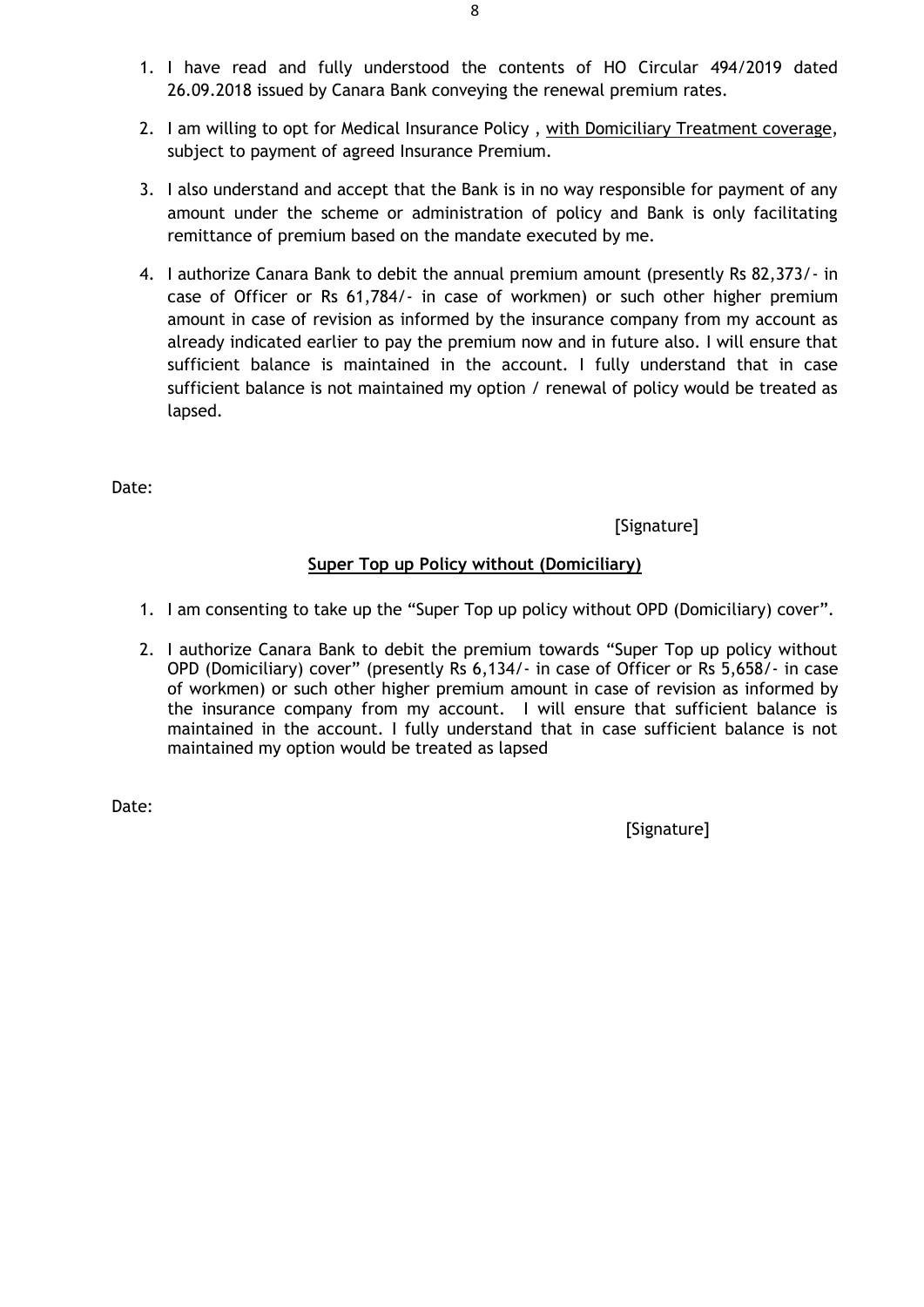1. I have read and fully understood the contents of HO Circular 494/2019 dated 26.09.2018 issued by Canara Bank conveying the renewal premium rates.

2. I am willing to opt for Medical Insurance Policy , with Domiciliary Treatment coverage, subject to payment of agreed Insurance Premium.

3. I also understand and accept that the Bank is in no way responsible for payment of any amount under the scheme or administration of policy and Bank is only facilitating remittance of premium based on the mandate executed by me.

4. I authorize Canara Bank to debit the annual premium amount (presently Rs 82,373/- in case of Officer or Rs 61,784/- in case of workmen) or such other higher premium amount in case of revision as informed by the insurance company from my account as already indicated earlier to pay the premium now and in future also. I will ensure that sufficient balance is maintained in the account. I fully understand that in case sufficient balance is not maintained my option / renewal of policy would be treated as lapsed.

Date:

[Signature]

**Super Top up Policy without (Domiciliary)**

1. I am consenting to take up the "Super Top up policy without OPD (Domiciliary) cover".

2. I authorize Canara Bank to debit the premium towards "Super Top up policy without OPD (Domiciliary) cover" (presently Rs 6,134/- in case of Officer or Rs 5,658/- in case of workmen) or such other higher premium amount in case of revision as informed by the insurance company from my account. I will ensure that sufficient balance is maintained in the account. I fully understand that in case sufficient balance is not maintained my option would be treated as lapsed

Date:

[Signature]